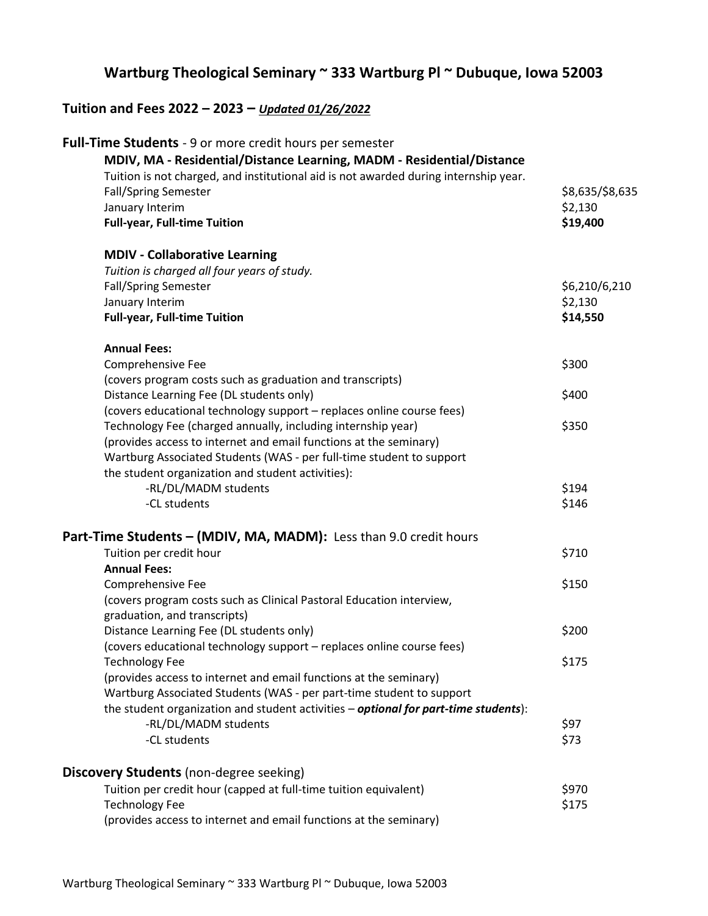# Wartburg Theological Seminary ~ 333 Wartburg Pl ~ Dubuque, Iowa 52003

## Tuition and Fees 2022 – 2023 – *Updated 01/26/2022*

### **Full-Time Students** - 9 or more credit hours per semester

| | |
|---|---|
| **MDIV, MA - Residential/Distance Learning, MADM - Residential/Distance** | |
| Tuition is not charged, and institutional aid is not awarded during internship year. | |
| Fall/Spring Semester | $8,635/$8,635 |
| January Interim | $2,130 |
| **Full-year, Full-time Tuition** | **$19,400** |
| | |
| **MDIV - Collaborative Learning** | |
| *Tuition is charged all four years of study.* | |
| Fall/Spring Semester | $6,210/6,210 |
| January Interim | $2,130 |
| **Full-year, Full-time Tuition** | **$14,550** |
| | |
| **Annual Fees:** | |
| Comprehensive Fee (covers program costs such as graduation and transcripts) | $300 |
| Distance Learning Fee (DL students only) (covers educational technology support – replaces online course fees) | $400 |
| Technology Fee (charged annually, including internship year) (provides access to internet and email functions at the seminary) | $350 |
| Wartburg Associated Students (WAS - per full-time student to support the student organization and student activities): | |
| -RL/DL/MADM students | $194 |
| -CL students | $146 |

### **Part-Time Students – (MDIV, MA, MADM):** Less than 9.0 credit hours

| | |
|---|---|
| Tuition per credit hour | $710 |
| **Annual Fees:** | |
| Comprehensive Fee (covers program costs such as Clinical Pastoral Education interview, graduation, and transcripts) | $150 |
| Distance Learning Fee (DL students only) (covers educational technology support – replaces online course fees) | $200 |
| Technology Fee (provides access to internet and email functions at the seminary) | $175 |
| Wartburg Associated Students (WAS - per part-time student to support the student organization and student activities – ***optional for part-time students***): | |
| -RL/DL/MADM students | $97 |
| -CL students | $73 |

### **Discovery Students** (non-degree seeking)

| | |
|---|---|
| Tuition per credit hour (capped at full-time tuition equivalent) | $970 |
| Technology Fee (provides access to internet and email functions at the seminary) | $175 |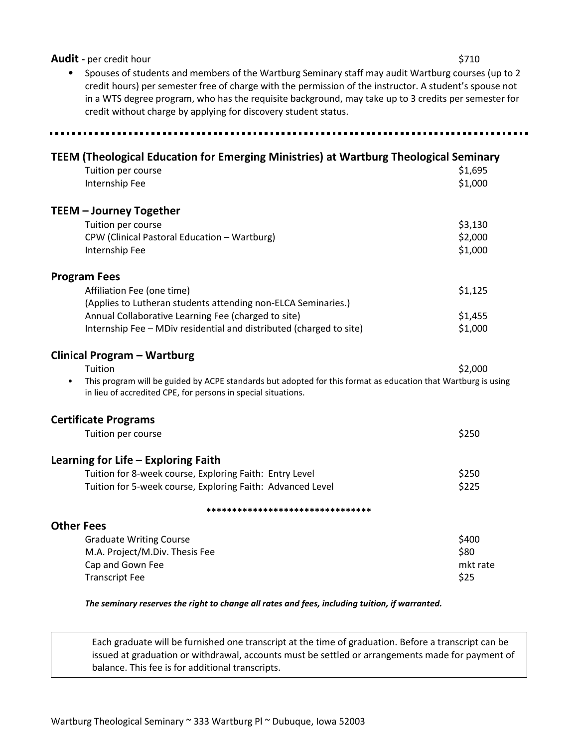**Audit** - per credit hour $710

- Spouses of students and members of the Wartburg Seminary staff may audit Wartburg courses (up to 2 credit hours) per semester free of charge with the permission of the instructor. A student's spouse not in a WTS degree program, who has the requisite background, may take up to 3 credits per semester for credit without charge by applying for discovery student status.

---

## TEEM (Theological Education for Emerging Ministries) at Wartburg Theological Seminary

| | |
|---|---|
| Tuition per course | $1,695 |
| Internship Fee | $1,000 |

## TEEM – Journey Together

| | |
|---|---|
| Tuition per course | $3,130 |
| CPW (Clinical Pastoral Education – Wartburg) | $2,000 |
| Internship Fee | $1,000 |

## Program Fees

| | |
|---|---|
| Affiliation Fee (one time)<br>(Applies to Lutheran students attending non-ELCA Seminaries.) | $1,125 |
| Annual Collaborative Learning Fee (charged to site) | $1,455 |
| Internship Fee – MDiv residential and distributed (charged to site) | $1,000 |

## Clinical Program – Wartburg

| | |
|---|---|
| Tuition | $2,000 |

- This program will be guided by ACPE standards but adopted for this format as education that Wartburg is using in lieu of accredited CPE, for persons in special situations.

## Certificate Programs

| | |
|---|---|
| Tuition per course | $250 |

## Learning for Life – Exploring Faith

| | |
|---|---|
| Tuition for 8-week course, Exploring Faith: Entry Level | $250 |
| Tuition for 5-week course, Exploring Faith: Advanced Level | $225 |

********************************

## Other Fees

| | |
|---|---|
| Graduate Writing Course | $400 |
| M.A. Project/M.Div. Thesis Fee | $80 |
| Cap and Gown Fee | mkt rate |
| Transcript Fee | $25 |

***The seminary reserves the right to change all rates and fees, including tuition, if warranted.***

Each graduate will be furnished one transcript at the time of graduation. Before a transcript can be issued at graduation or withdrawal, accounts must be settled or arrangements made for payment of balance. This fee is for additional transcripts.

Wartburg Theological Seminary ~ 333 Wartburg Pl ~ Dubuque, Iowa 52003